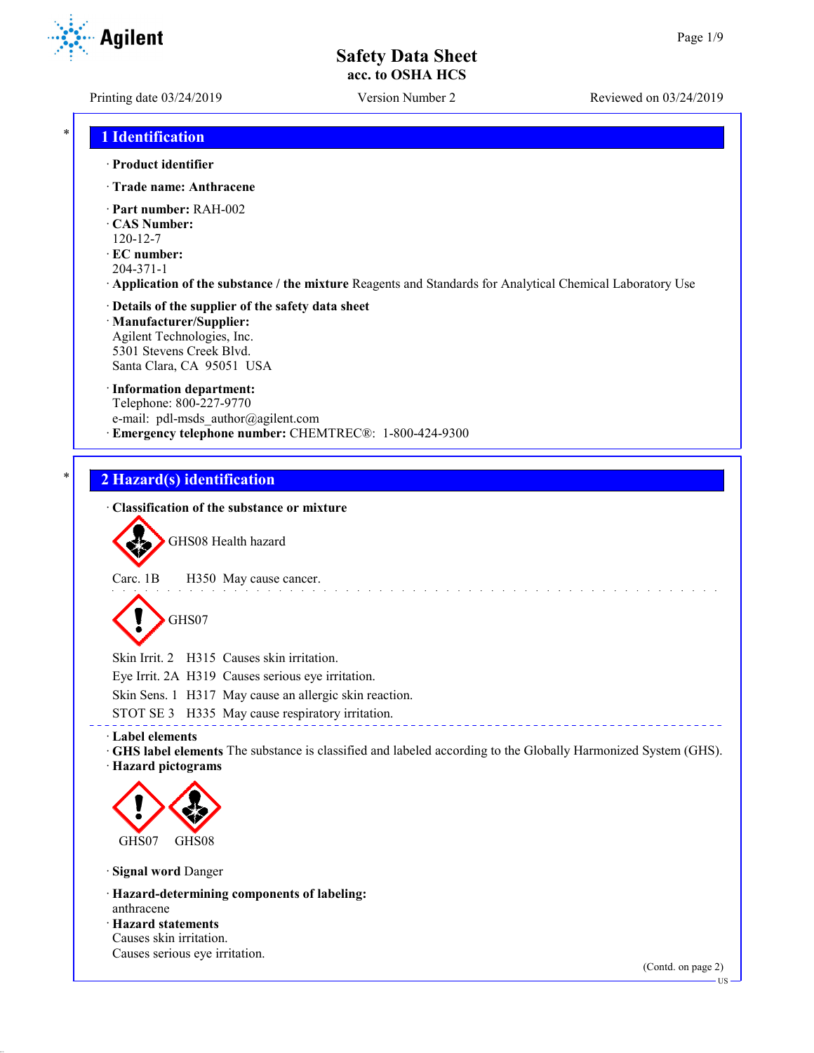# 1 Identification

· **Product identifier**

· **Trade name: Anthracene**

· **Part number:** RAH-002
· **CAS Number:**
120-12-7
· **EC number:**
204-371-1
· **Application of the substance / the mixture** Reagents and Standards for Analytical Chemical Laboratory Use

· **Details of the supplier of the safety data sheet**
· **Manufacturer/Supplier:**
Agilent Technologies, Inc.
5301 Stevens Creek Blvd.
Santa Clara, CA 95051 USA

· **Information department:**
Telephone: 800-227-9770
e-mail: pdl-msds_author@agilent.com
· **Emergency telephone number:** CHEMTREC®: 1-800-424-9300

# 2 Hazard(s) identification

· **Classification of the substance or mixture**

GHS08 Health hazard

Carc. 1B H350 May cause cancer.

GHS07

Skin Irrit. 2 H315 Causes skin irritation.
Eye Irrit. 2A H319 Causes serious eye irritation.
Skin Sens. 1 H317 May cause an allergic skin reaction.
STOT SE 3 H335 May cause respiratory irritation.

· **Label elements**
· **GHS label elements** The substance is classified and labeled according to the Globally Harmonized System (GHS).
· **Hazard pictograms**

GHS07 GHS08

· **Signal word** Danger

· **Hazard-determining components of labeling:**
anthracene
· **Hazard statements**
Causes skin irritation.
Causes serious eye irritation.

(Contd. on page 2)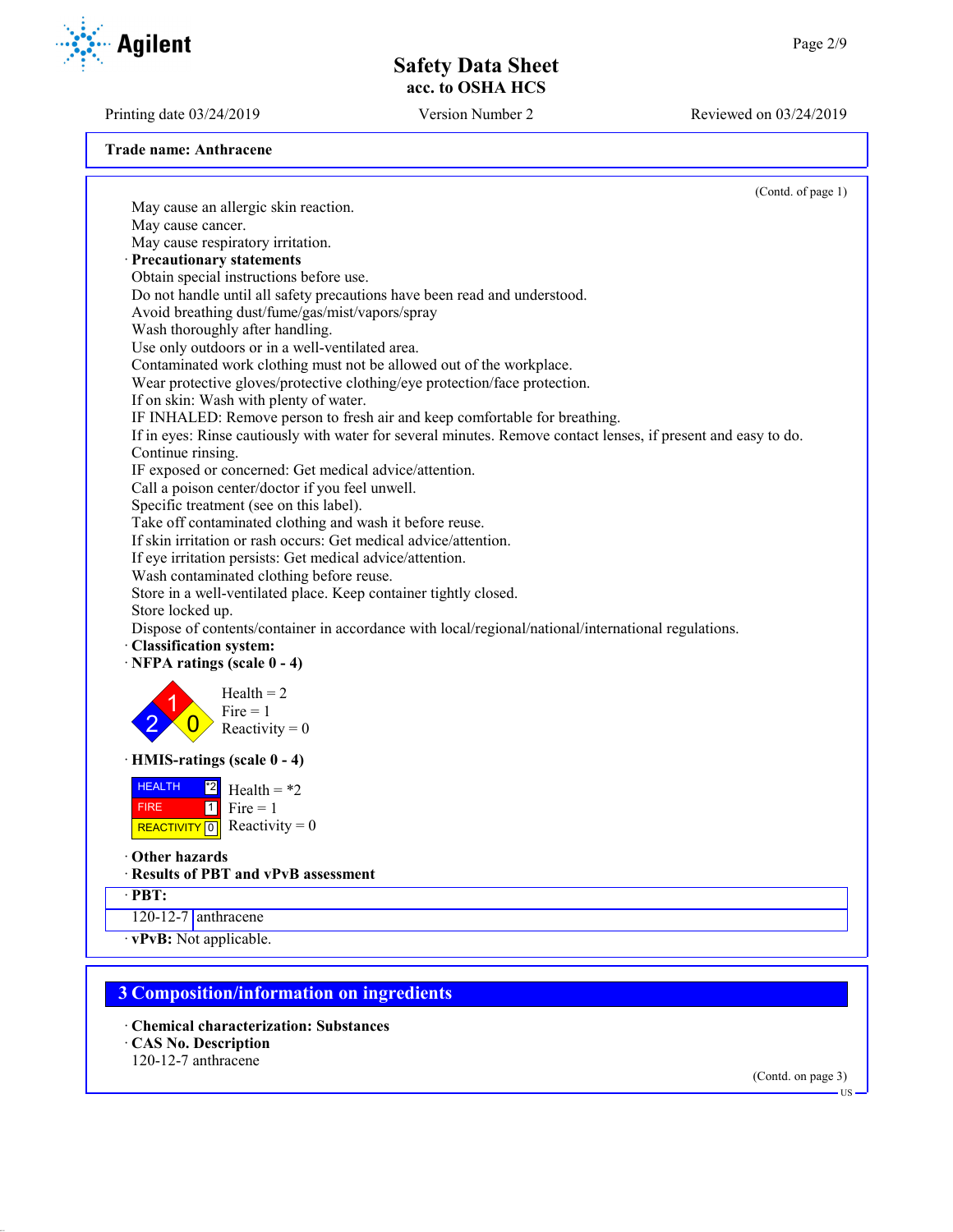Trade name: Anthracene

(Contd. of page 1)

May cause an allergic skin reaction.
May cause cancer.
May cause respiratory irritation.

· **Precautionary statements**

Obtain special instructions before use.
Do not handle until all safety precautions have been read and understood.
Avoid breathing dust/fume/gas/mist/vapors/spray
Wash thoroughly after handling.
Use only outdoors or in a well-ventilated area.
Contaminated work clothing must not be allowed out of the workplace.
Wear protective gloves/protective clothing/eye protection/face protection.
If on skin: Wash with plenty of water.
IF INHALED: Remove person to fresh air and keep comfortable for breathing.
If in eyes: Rinse cautiously with water for several minutes. Remove contact lenses, if present and easy to do. Continue rinsing.
IF exposed or concerned: Get medical advice/attention.
Call a poison center/doctor if you feel unwell.
Specific treatment (see on this label).
Take off contaminated clothing and wash it before reuse.
If skin irritation or rash occurs: Get medical advice/attention.
If eye irritation persists: Get medical advice/attention.
Wash contaminated clothing before reuse.
Store in a well-ventilated place. Keep container tightly closed.
Store locked up.
Dispose of contents/container in accordance with local/regional/national/international regulations.

· **Classification system:**

· **NFPA ratings (scale 0 - 4)**

Health = 2
Fire = 1
Reactivity = 0

· **HMIS-ratings (scale 0 - 4)**

| HEALTH | *2 | Health = *2 |
|---|---|---|
| FIRE | 1 | Fire = 1 |
| REACTIVITY | 0 | Reactivity = 0 |

· **Other hazards**

· **Results of PBT and vPvB assessment**

| · PBT: | |
|---|---|
| 120-12-7 | anthracene |

· **vPvB:** Not applicable.

## 3 Composition/information on ingredients

· **Chemical characterization: Substances**

· **CAS No. Description**

120-12-7 anthracene

(Contd. on page 3)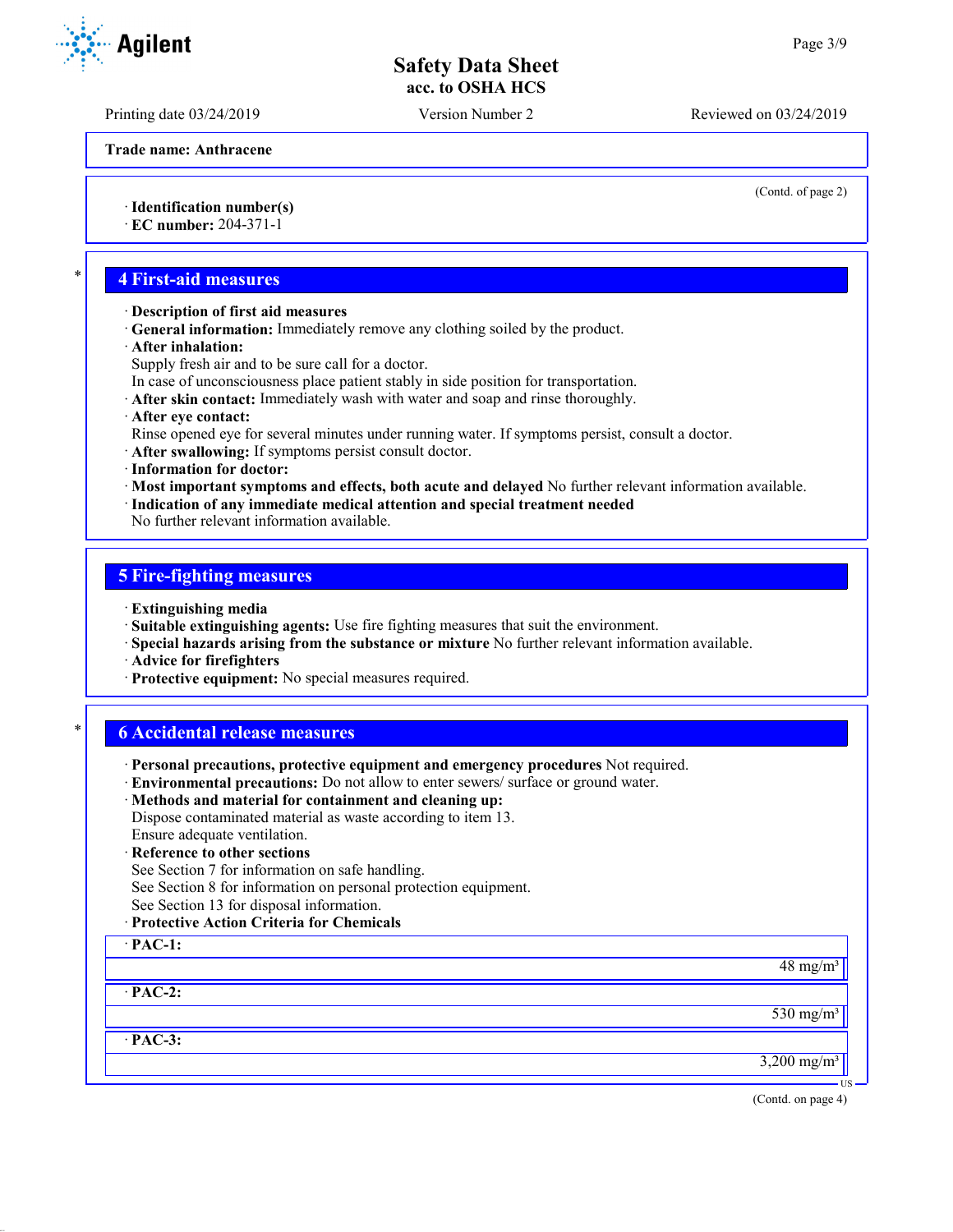**Trade name: Anthracene**

(Contd. of page 2)

· **Identification number(s)**
· **EC number:** 204-371-1

## 4 First-aid measures

· **Description of first aid measures**
· **General information:** Immediately remove any clothing soiled by the product.
· **After inhalation:**
Supply fresh air and to be sure call for a doctor.
In case of unconsciousness place patient stably in side position for transportation.
· **After skin contact:** Immediately wash with water and soap and rinse thoroughly.
· **After eye contact:**
Rinse opened eye for several minutes under running water. If symptoms persist, consult a doctor.
· **After swallowing:** If symptoms persist consult doctor.
· **Information for doctor:**
· **Most important symptoms and effects, both acute and delayed** No further relevant information available.
· **Indication of any immediate medical attention and special treatment needed**
No further relevant information available.

## 5 Fire-fighting measures

· **Extinguishing media**
· **Suitable extinguishing agents:** Use fire fighting measures that suit the environment.
· **Special hazards arising from the substance or mixture** No further relevant information available.
· **Advice for firefighters**
· **Protective equipment:** No special measures required.

## 6 Accidental release measures

· **Personal precautions, protective equipment and emergency procedures** Not required.
· **Environmental precautions:** Do not allow to enter sewers/ surface or ground water.
· **Methods and material for containment and cleaning up:**
Dispose contaminated material as waste according to item 13.
Ensure adequate ventilation.
· **Reference to other sections**
See Section 7 for information on safe handling.
See Section 8 for information on personal protection equipment.
See Section 13 for disposal information.
· **Protective Action Criteria for Chemicals**

| · **PAC-1:** | |
|---|---|
| | 48 mg/m³ |
| · **PAC-2:** | |
| | 530 mg/m³ |
| · **PAC-3:** | |
| | 3,200 mg/m³ |

(Contd. on page 4)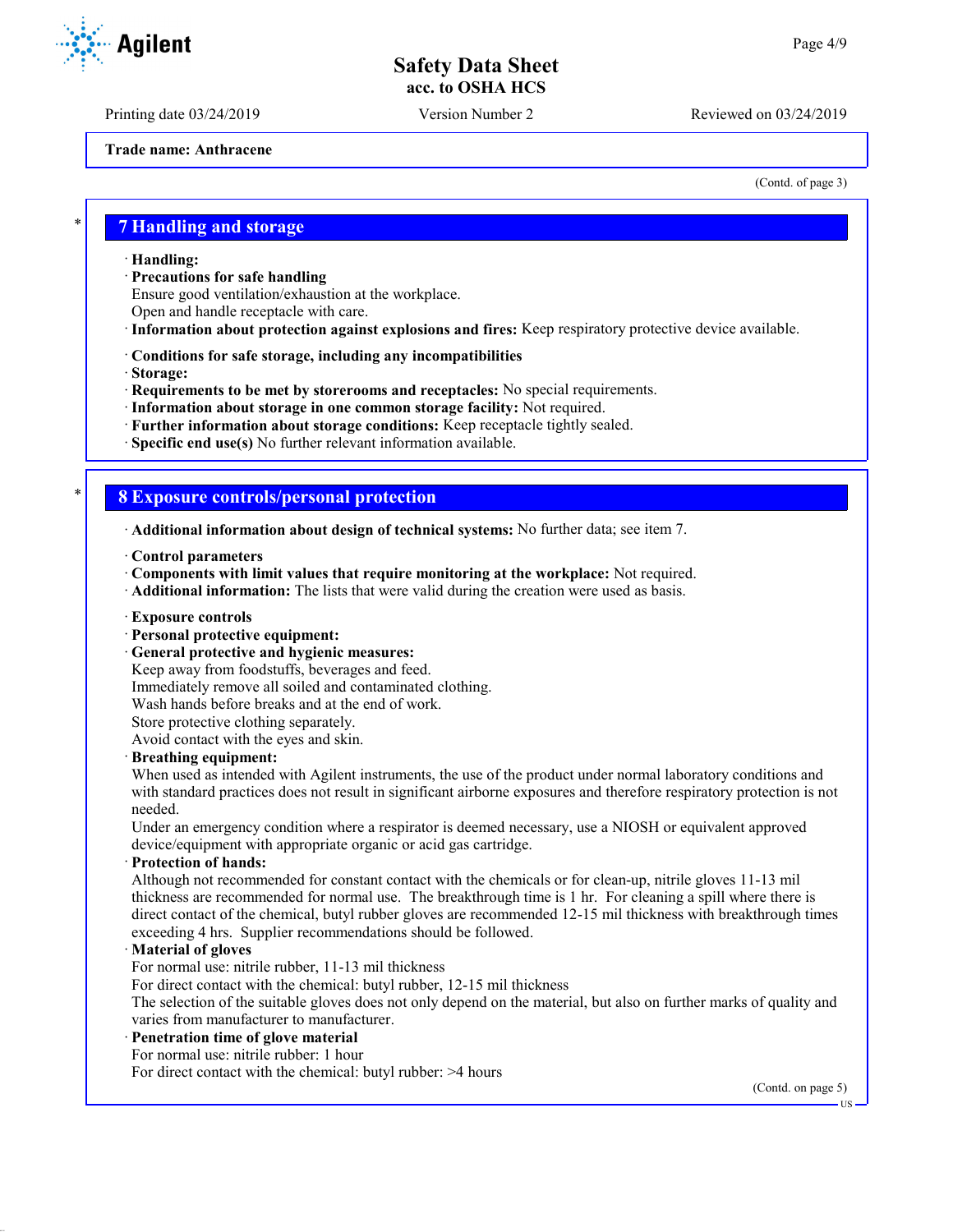Trade name: Anthracene

(Contd. of page 3)

## 7 Handling and storage

· **Handling:**
· **Precautions for safe handling**
Ensure good ventilation/exhaustion at the workplace.
Open and handle receptacle with care.
· **Information about protection against explosions and fires:** Keep respiratory protective device available.

· **Conditions for safe storage, including any incompatibilities**
· **Storage:**
· **Requirements to be met by storerooms and receptacles:** No special requirements.
· **Information about storage in one common storage facility:** Not required.
· **Further information about storage conditions:** Keep receptacle tightly sealed.
· **Specific end use(s)** No further relevant information available.

## 8 Exposure controls/personal protection

· **Additional information about design of technical systems:** No further data; see item 7.

· **Control parameters**
· **Components with limit values that require monitoring at the workplace:** Not required.
· **Additional information:** The lists that were valid during the creation were used as basis.

· **Exposure controls**
· **Personal protective equipment:**
· **General protective and hygienic measures:**
Keep away from foodstuffs, beverages and feed.
Immediately remove all soiled and contaminated clothing.
Wash hands before breaks and at the end of work.
Store protective clothing separately.
Avoid contact with the eyes and skin.
· **Breathing equipment:**
When used as intended with Agilent instruments, the use of the product under normal laboratory conditions and with standard practices does not result in significant airborne exposures and therefore respiratory protection is not needed.
Under an emergency condition where a respirator is deemed necessary, use a NIOSH or equivalent approved device/equipment with appropriate organic or acid gas cartridge.
· **Protection of hands:**
Although not recommended for constant contact with the chemicals or for clean-up, nitrile gloves 11-13 mil thickness are recommended for normal use. The breakthrough time is 1 hr. For cleaning a spill where there is direct contact of the chemical, butyl rubber gloves are recommended 12-15 mil thickness with breakthrough times exceeding 4 hrs. Supplier recommendations should be followed.
· **Material of gloves**
For normal use: nitrile rubber, 11-13 mil thickness
For direct contact with the chemical: butyl rubber, 12-15 mil thickness
The selection of the suitable gloves does not only depend on the material, but also on further marks of quality and varies from manufacturer to manufacturer.
· **Penetration time of glove material**
For normal use: nitrile rubber: 1 hour
For direct contact with the chemical: butyl rubber: >4 hours

(Contd. on page 5)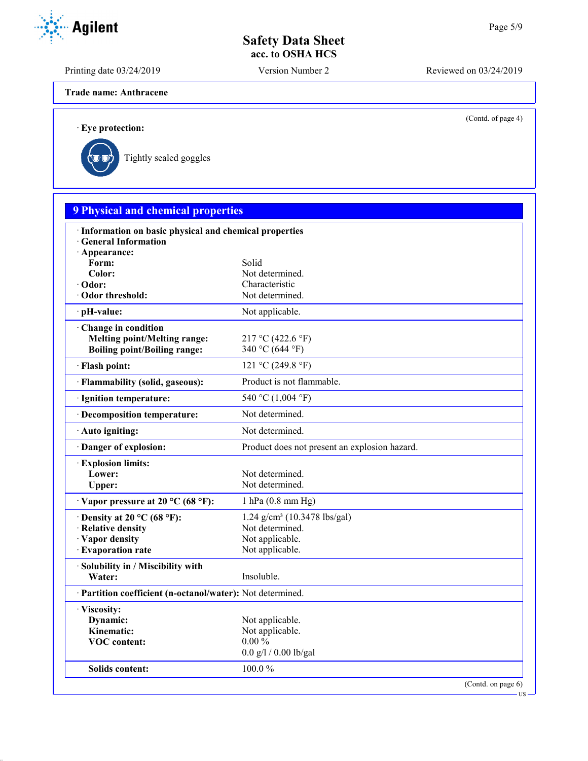**Trade name: Anthracene**

(Contd. of page 4)

· **Eye protection:**

Tightly sealed goggles

## 9 Physical and chemical properties

· **Information on basic physical and chemical properties**
· **General Information**
· **Appearance:**

| | |
|---|---|
| **Form:** | Solid |
| **Color:** | Not determined. |
| · **Odor:** | Characteristic |
| · **Odor threshold:** | Not determined. |
| · **pH-value:** | Not applicable. |
| · **Change in condition** | |
| **Melting point/Melting range:** | 217 °C (422.6 °F) |
| **Boiling point/Boiling range:** | 340 °C (644 °F) |
| · **Flash point:** | 121 °C (249.8 °F) |
| · **Flammability (solid, gaseous):** | Product is not flammable. |
| · **Ignition temperature:** | 540 °C (1,004 °F) |
| · **Decomposition temperature:** | Not determined. |
| · **Auto igniting:** | Not determined. |
| · **Danger of explosion:** | Product does not present an explosion hazard. |
| · **Explosion limits:** | |
| **Lower:** | Not determined. |
| **Upper:** | Not determined. |
| · **Vapor pressure at 20 °C (68 °F):** | 1 hPa (0.8 mm Hg) |
| · **Density at 20 °C (68 °F):** | 1.24 g/cm³ (10.3478 lbs/gal) |
| · **Relative density** | Not determined. |
| · **Vapor density** | Not applicable. |
| · **Evaporation rate** | Not applicable. |
| · **Solubility in / Miscibility with** | |
| **Water:** | Insoluble. |
| · **Partition coefficient (n-octanol/water):** | Not determined. |
| · **Viscosity:** | |
| **Dynamic:** | Not applicable. |
| **Kinematic:** | Not applicable. |
| **VOC content:** | 0.00 % |
| | 0.0 g/l / 0.00 lb/gal |
| **Solids content:** | 100.0 % |

(Contd. on page 6)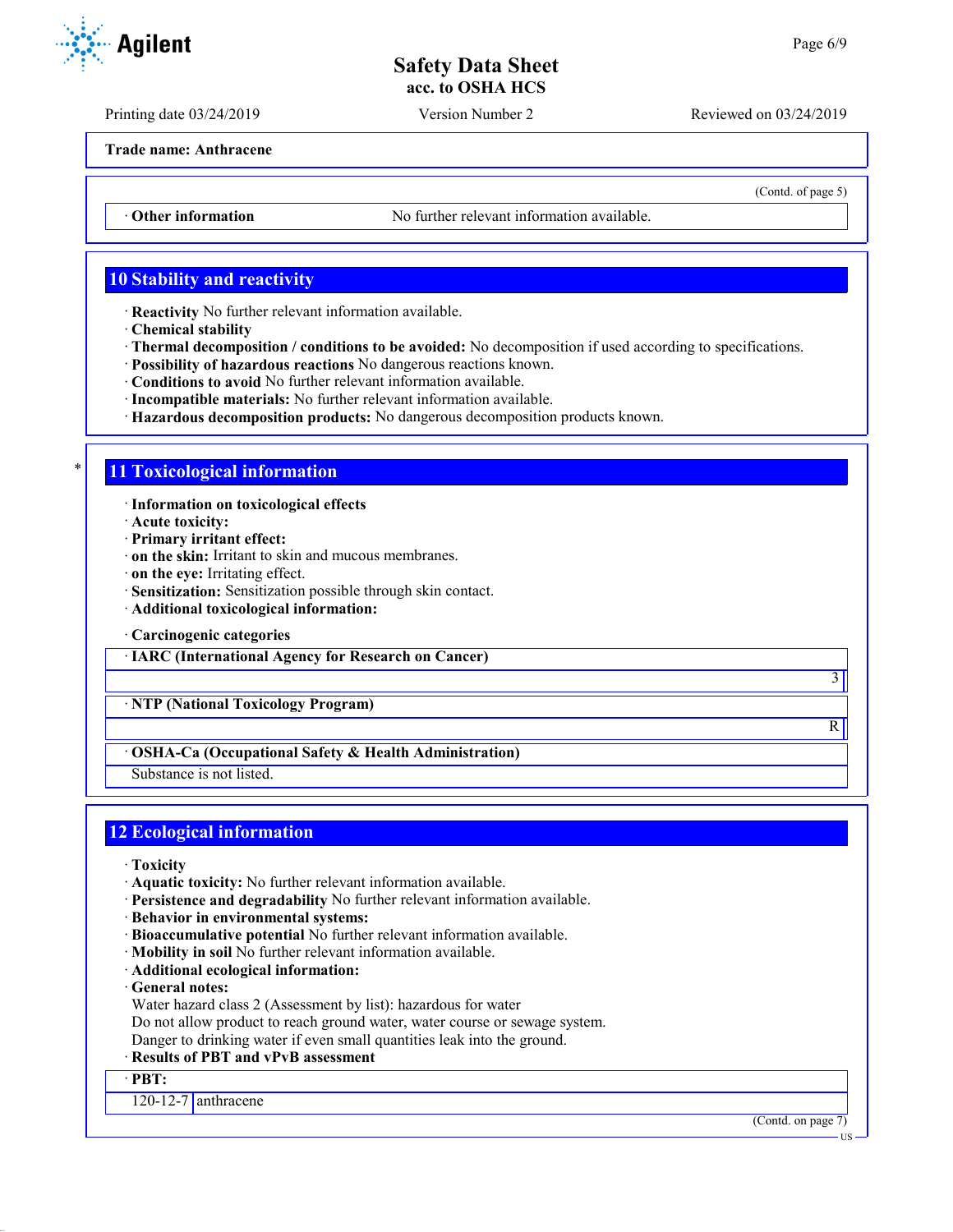Trade name: Anthracene

(Contd. of page 5)

· **Other information** No further relevant information available.

## 10 Stability and reactivity

· **Reactivity** No further relevant information available.
· **Chemical stability**
· **Thermal decomposition / conditions to be avoided:** No decomposition if used according to specifications.
· **Possibility of hazardous reactions** No dangerous reactions known.
· **Conditions to avoid** No further relevant information available.
· **Incompatible materials:** No further relevant information available.
· **Hazardous decomposition products:** No dangerous decomposition products known.

## * 11 Toxicological information

· **Information on toxicological effects**
· **Acute toxicity:**
· **Primary irritant effect:**
· **on the skin:** Irritant to skin and mucous membranes.
· **on the eye:** Irritating effect.
· **Sensitization:** Sensitization possible through skin contact.
· **Additional toxicological information:**

· **Carcinogenic categories**

| · IARC (International Agency for Research on Cancer) |
|---|
| 3 |

| · NTP (National Toxicology Program) |
|---|
| R |

| · OSHA-Ca (Occupational Safety & Health Administration) |
|---|
| Substance is not listed. |

## 12 Ecological information

· **Toxicity**
· **Aquatic toxicity:** No further relevant information available.
· **Persistence and degradability** No further relevant information available.
· **Behavior in environmental systems:**
· **Bioaccumulative potential** No further relevant information available.
· **Mobility in soil** No further relevant information available.
· **Additional ecological information:**
· **General notes:**
Water hazard class 2 (Assessment by list): hazardous for water
Do not allow product to reach ground water, water course or sewage system.
Danger to drinking water if even small quantities leak into the ground.
· **Results of PBT and vPvB assessment**

| · PBT: | |
|---|---|
| 120-12-7 | anthracene |

(Contd. on page 7)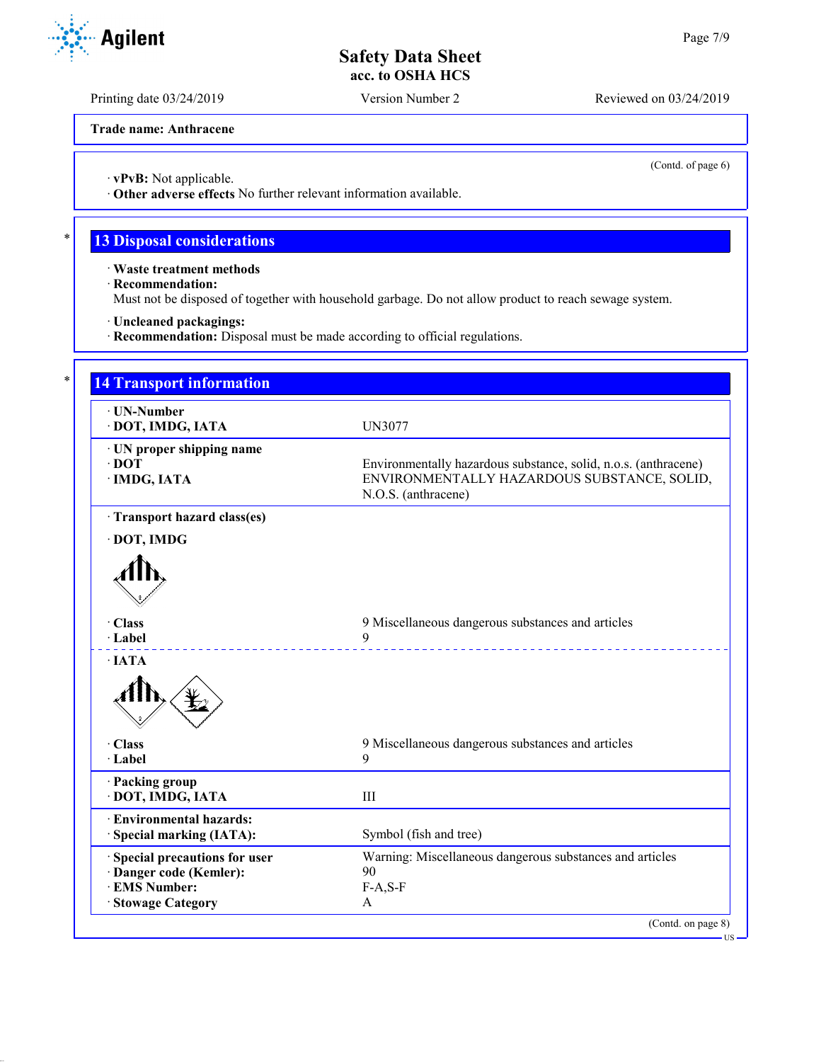Trade name: Anthracene

(Contd. of page 6)

· **vPvB:** Not applicable.
· **Other adverse effects** No further relevant information available.

## 13 Disposal considerations

· **Waste treatment methods**
· **Recommendation:**
Must not be disposed of together with household garbage. Do not allow product to reach sewage system.

· **Uncleaned packagings:**
· **Recommendation:** Disposal must be made according to official regulations.

## 14 Transport information

| | |
|---|---|
| · **UN-Number** | |
| · **DOT, IMDG, IATA** | UN3077 |
| · **UN proper shipping name** | |
| · **DOT** | Environmentally hazardous substance, solid, n.o.s. (anthracene) |
| · **IMDG, IATA** | ENVIRONMENTALLY HAZARDOUS SUBSTANCE, SOLID, N.O.S. (anthracene) |
| · **Transport hazard class(es)** | |
| · **DOT, IMDG** | |
| · **Class** | 9 Miscellaneous dangerous substances and articles |
| · **Label** | 9 |
| · **IATA** | |
| · **Class** | 9 Miscellaneous dangerous substances and articles |
| · **Label** | 9 |
| · **Packing group** | |
| · **DOT, IMDG, IATA** | III |
| · **Environmental hazards:** | |
| · **Special marking (IATA):** | Symbol (fish and tree) |
| · **Special precautions for user** | Warning: Miscellaneous dangerous substances and articles |
| · **Danger code (Kemler):** | 90 |
| · **EMS Number:** | F-A,S-F |
| · **Stowage Category** | A |

(Contd. on page 8)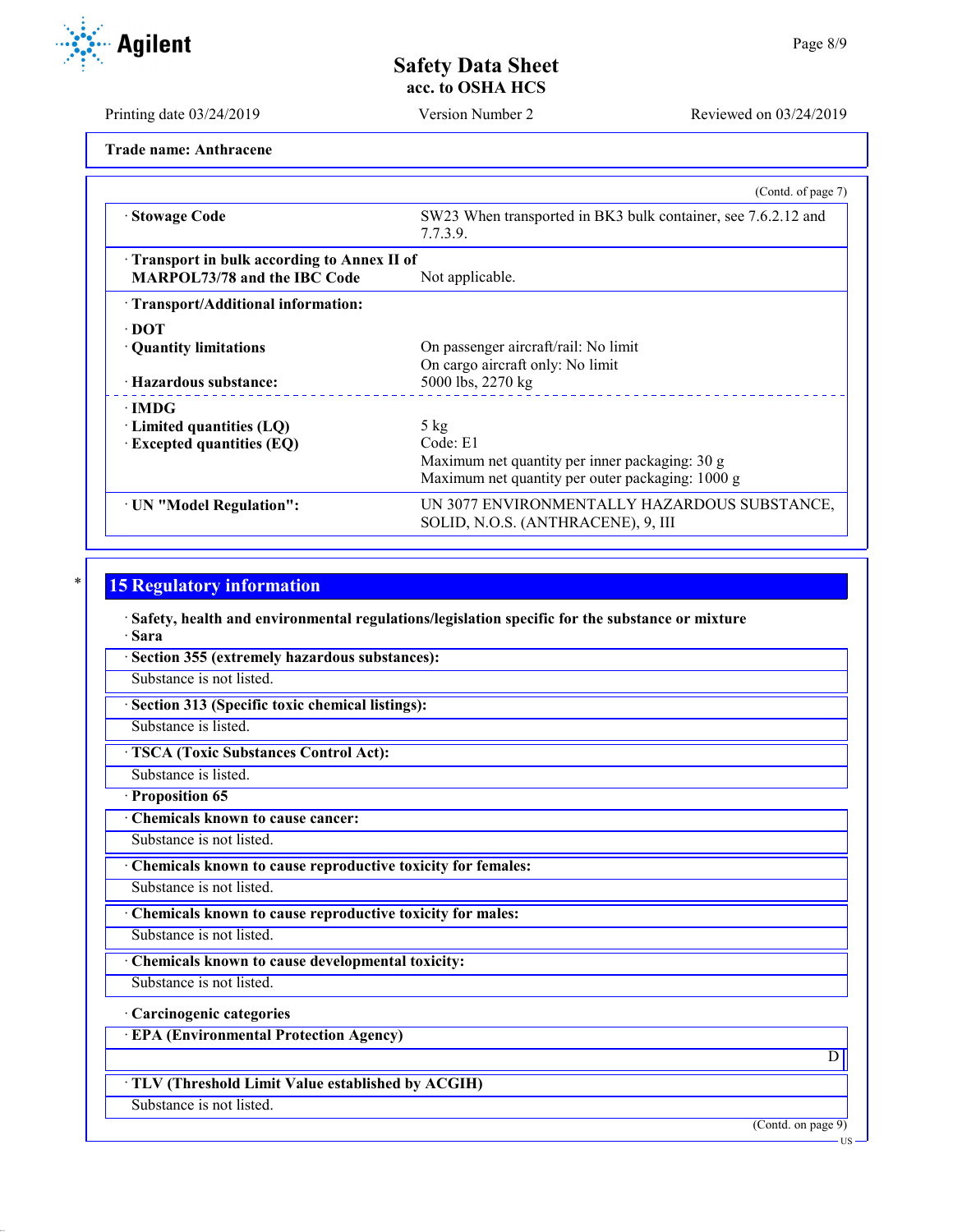Trade name: Anthracene

(Contd. of page 7)

| | |
|---|---|
| · Stowage Code | SW23 When transported in BK3 bulk container, see 7.6.2.12 and 7.7.3.9. |
| · Transport in bulk according to Annex II of MARPOL73/78 and the IBC Code | Not applicable. |
| · Transport/Additional information: | |
| · DOT | |
| · Quantity limitations | On passenger aircraft/rail: No limit<br>On cargo aircraft only: No limit |
| · Hazardous substance: | 5000 lbs, 2270 kg |
| · IMDG | |
| · Limited quantities (LQ) | 5 kg |
| · Excepted quantities (EQ) | Code: E1<br>Maximum net quantity per inner packaging: 30 g<br>Maximum net quantity per outer packaging: 1000 g |
| · UN "Model Regulation": | UN 3077 ENVIRONMENTALLY HAZARDOUS SUBSTANCE, SOLID, N.O.S. (ANTHRACENE), 9, III |

## * 15 Regulatory information

· **Safety, health and environmental regulations/legislation specific for the substance or mixture**

· **Sara**

· **Section 355 (extremely hazardous substances):**

Substance is not listed.

· **Section 313 (Specific toxic chemical listings):**

Substance is listed.

· **TSCA (Toxic Substances Control Act):**

Substance is listed.

· **Proposition 65**

· **Chemicals known to cause cancer:**

Substance is not listed.

· **Chemicals known to cause reproductive toxicity for females:**

Substance is not listed.

· **Chemicals known to cause reproductive toxicity for males:**

Substance is not listed.

· **Chemicals known to cause developmental toxicity:**

Substance is not listed.

· **Carcinogenic categories**

· **EPA (Environmental Protection Agency)**

D

· **TLV (Threshold Limit Value established by ACGIH)**

Substance is not listed.

(Contd. on page 9)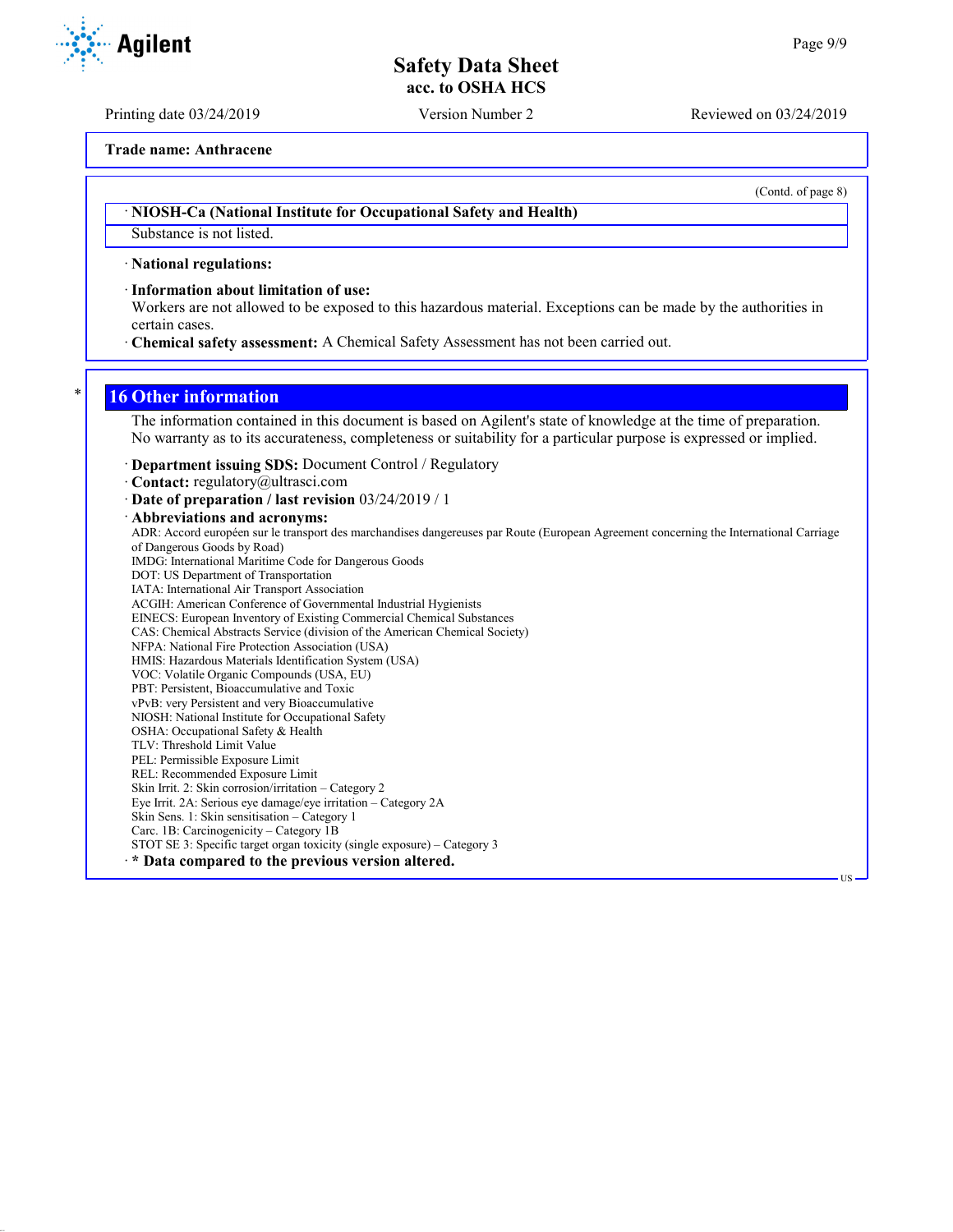(Contd. of page 8)

· **NIOSH-Ca (National Institute for Occupational Safety and Health)**

Substance is not listed.

· **National regulations:**

· **Information about limitation of use:**
Workers are not allowed to be exposed to this hazardous material. Exceptions can be made by the authorities in certain cases.

· **Chemical safety assessment:** A Chemical Safety Assessment has not been carried out.

## * 16 Other information

The information contained in this document is based on Agilent's state of knowledge at the time of preparation. No warranty as to its accurateness, completeness or suitability for a particular purpose is expressed or implied.

· **Department issuing SDS:** Document Control / Regulatory
· **Contact:** regulatory@ultrasci.com
· **Date of preparation / last revision** 03/24/2019 / 1
· **Abbreviations and acronyms:**

ADR: Accord européen sur le transport des marchandises dangereuses par Route (European Agreement concerning the International Carriage of Dangerous Goods by Road)
IMDG: International Maritime Code for Dangerous Goods
DOT: US Department of Transportation
IATA: International Air Transport Association
ACGIH: American Conference of Governmental Industrial Hygienists
EINECS: European Inventory of Existing Commercial Chemical Substances
CAS: Chemical Abstracts Service (division of the American Chemical Society)
NFPA: National Fire Protection Association (USA)
HMIS: Hazardous Materials Identification System (USA)
VOC: Volatile Organic Compounds (USA, EU)
PBT: Persistent, Bioaccumulative and Toxic
vPvB: very Persistent and very Bioaccumulative
NIOSH: National Institute for Occupational Safety
OSHA: Occupational Safety & Health
TLV: Threshold Limit Value
PEL: Permissible Exposure Limit
REL: Recommended Exposure Limit
Skin Irrit. 2: Skin corrosion/irritation – Category 2
Eye Irrit. 2A: Serious eye damage/eye irritation – Category 2A
Skin Sens. 1: Skin sensitisation – Category 1
Carc. 1B: Carcinogenicity – Category 1B
STOT SE 3: Specific target organ toxicity (single exposure) – Category 3

· **\* Data compared to the previous version altered.**

US